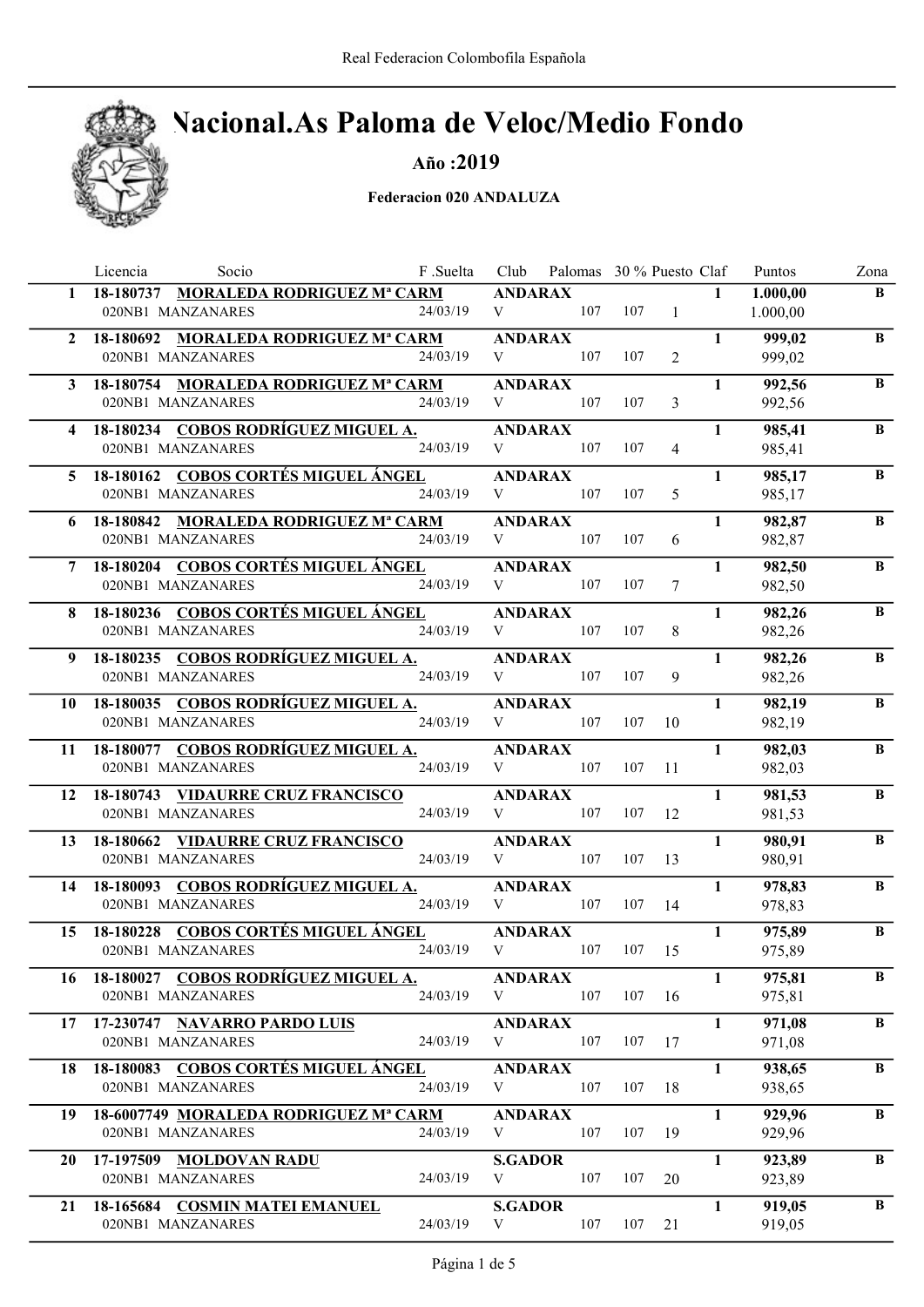# Nacional.As Paloma de Veloc/Medio Fondo

**Año :2019**

**Federacion 020 ANDALUZA**

| | Licencia | Socio | F .Suelta | Club | Palomas | 30 % | Puesto | Claf | Puntos | Zona |
|---|---|---|---|---|---|---|---|---|---|---|
| **1** | **18-180737** | **MORALEDA RODRIGUEZ Mª CARM** | | **ANDARAX** | | | | **1** | **1.000,00** | **B** |
| | 020NB1 | MANZANARES | 24/03/19 | V | 107 | 107 | 1 | | 1.000,00 | |
| **2** | **18-180692** | **MORALEDA RODRIGUEZ Mª CARM** | | **ANDARAX** | | | | **1** | **999,02** | **B** |
| | 020NB1 | MANZANARES | 24/03/19 | V | 107 | 107 | 2 | | 999,02 | |
| **3** | **18-180754** | **MORALEDA RODRIGUEZ Mª CARM** | | **ANDARAX** | | | | **1** | **992,56** | **B** |
| | 020NB1 | MANZANARES | 24/03/19 | V | 107 | 107 | 3 | | 992,56 | |
| **4** | **18-180234** | **COBOS RODRÍGUEZ MIGUEL A.** | | **ANDARAX** | | | | **1** | **985,41** | **B** |
| | 020NB1 | MANZANARES | 24/03/19 | V | 107 | 107 | 4 | | 985,41 | |
| **5** | **18-180162** | **COBOS CORTÉS MIGUEL ÁNGEL** | | **ANDARAX** | | | | **1** | **985,17** | **B** |
| | 020NB1 | MANZANARES | 24/03/19 | V | 107 | 107 | 5 | | 985,17 | |
| **6** | **18-180842** | **MORALEDA RODRIGUEZ Mª CARM** | | **ANDARAX** | | | | **1** | **982,87** | **B** |
| | 020NB1 | MANZANARES | 24/03/19 | V | 107 | 107 | 6 | | 982,87 | |
| **7** | **18-180204** | **COBOS CORTÉS MIGUEL ÁNGEL** | | **ANDARAX** | | | | **1** | **982,50** | **B** |
| | 020NB1 | MANZANARES | 24/03/19 | V | 107 | 107 | 7 | | 982,50 | |
| **8** | **18-180236** | **COBOS CORTÉS MIGUEL ÁNGEL** | | **ANDARAX** | | | | **1** | **982,26** | **B** |
| | 020NB1 | MANZANARES | 24/03/19 | V | 107 | 107 | 8 | | 982,26 | |
| **9** | **18-180235** | **COBOS RODRÍGUEZ MIGUEL A.** | | **ANDARAX** | | | | **1** | **982,26** | **B** |
| | 020NB1 | MANZANARES | 24/03/19 | V | 107 | 107 | 9 | | 982,26 | |
| **10** | **18-180035** | **COBOS RODRÍGUEZ MIGUEL A.** | | **ANDARAX** | | | | **1** | **982,19** | **B** |
| | 020NB1 | MANZANARES | 24/03/19 | V | 107 | 107 | 10 | | 982,19 | |
| **11** | **18-180077** | **COBOS RODRÍGUEZ MIGUEL A.** | | **ANDARAX** | | | | **1** | **982,03** | **B** |
| | 020NB1 | MANZANARES | 24/03/19 | V | 107 | 107 | 11 | | 982,03 | |
| **12** | **18-180743** | **VIDAURRE CRUZ FRANCISCO** | | **ANDARAX** | | | | **1** | **981,53** | **B** |
| | 020NB1 | MANZANARES | 24/03/19 | V | 107 | 107 | 12 | | 981,53 | |
| **13** | **18-180662** | **VIDAURRE CRUZ FRANCISCO** | | **ANDARAX** | | | | **1** | **980,91** | **B** |
| | 020NB1 | MANZANARES | 24/03/19 | V | 107 | 107 | 13 | | 980,91 | |
| **14** | **18-180093** | **COBOS RODRÍGUEZ MIGUEL A.** | | **ANDARAX** | | | | **1** | **978,83** | **B** |
| | 020NB1 | MANZANARES | 24/03/19 | V | 107 | 107 | 14 | | 978,83 | |
| **15** | **18-180228** | **COBOS CORTÉS MIGUEL ÁNGEL** | | **ANDARAX** | | | | **1** | **975,89** | **B** |
| | 020NB1 | MANZANARES | 24/03/19 | V | 107 | 107 | 15 | | 975,89 | |
| **16** | **18-180027** | **COBOS RODRÍGUEZ MIGUEL A.** | | **ANDARAX** | | | | **1** | **975,81** | **B** |
| | 020NB1 | MANZANARES | 24/03/19 | V | 107 | 107 | 16 | | 975,81 | |
| **17** | **17-230747** | **NAVARRO PARDO LUIS** | | **ANDARAX** | | | | **1** | **971,08** | **B** |
| | 020NB1 | MANZANARES | 24/03/19 | V | 107 | 107 | 17 | | 971,08 | |
| **18** | **18-180083** | **COBOS CORTÉS MIGUEL ÁNGEL** | | **ANDARAX** | | | | **1** | **938,65** | **B** |
| | 020NB1 | MANZANARES | 24/03/19 | V | 107 | 107 | 18 | | 938,65 | |
| **19** | **18-6007749** | **MORALEDA RODRIGUEZ Mª CARM** | | **ANDARAX** | | | | **1** | **929,96** | **B** |
| | 020NB1 | MANZANARES | 24/03/19 | V | 107 | 107 | 19 | | 929,96 | |
| **20** | **17-197509** | **MOLDOVAN RADU** | | **S.GADOR** | | | | **1** | **923,89** | **B** |
| | 020NB1 | MANZANARES | 24/03/19 | V | 107 | 107 | 20 | | 923,89 | |
| **21** | **18-165684** | **COSMIN MATEI EMANUEL** | | **S.GADOR** | | | | **1** | **919,05** | **B** |
| | 020NB1 | MANZANARES | 24/03/19 | V | 107 | 107 | 21 | | 919,05 | |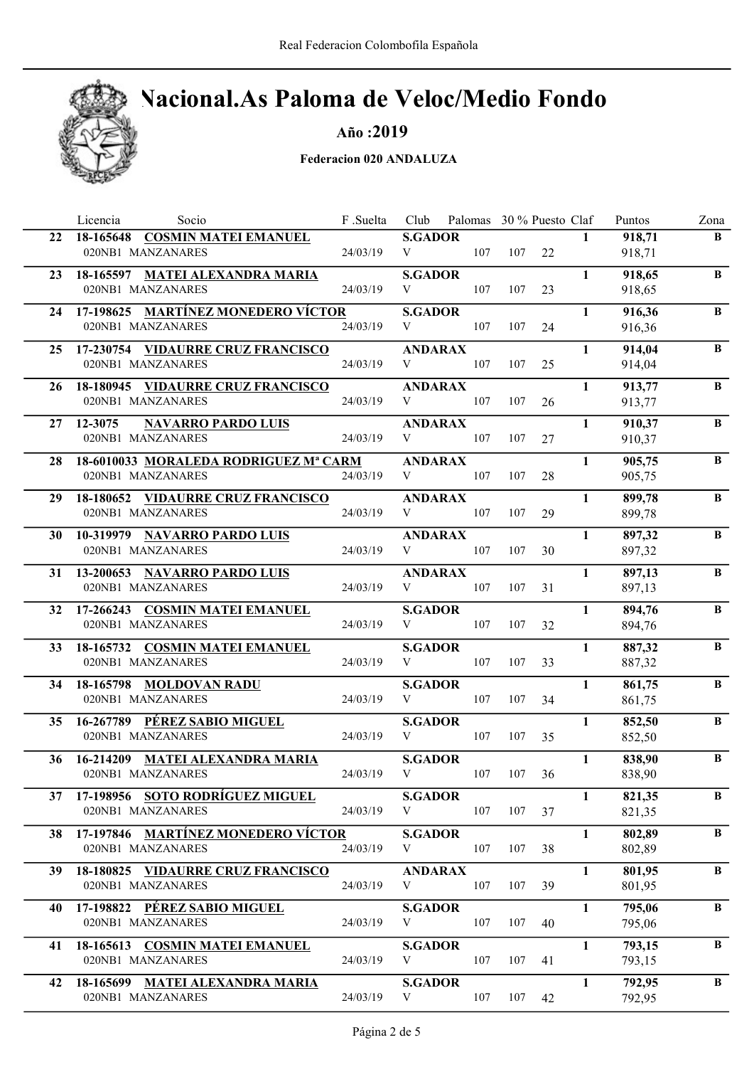Real Federacion Colombofila Española

# Nacional.As Paloma de Veloc/Medio Fondo

**Año :2019**

**Federacion 020 ANDALUZA**

| | Licencia | Socio | F .Suelta | Club | Palomas | 30 % | Puesto | Claf | Puntos | Zona |
|---|---|---|---|---|---|---|---|---|---|---|
| **22** | **18-165648** | **COSMIN MATEI EMANUEL** | | **S.GADOR** | | | | **1** | **918,71** | **B** |
| | 020NB1 | MANZANARES | 24/03/19 | V | 107 | 107 | 22 | | 918,71 | |
| **23** | **18-165597** | **MATEI ALEXANDRA MARIA** | | **S.GADOR** | | | | **1** | **918,65** | **B** |
| | 020NB1 | MANZANARES | 24/03/19 | V | 107 | 107 | 23 | | 918,65 | |
| **24** | **17-198625** | **MARTÍNEZ MONEDERO VÍCTOR** | | **S.GADOR** | | | | **1** | **916,36** | **B** |
| | 020NB1 | MANZANARES | 24/03/19 | V | 107 | 107 | 24 | | 916,36 | |
| **25** | **17-230754** | **VIDAURRE CRUZ FRANCISCO** | | **ANDARAX** | | | | **1** | **914,04** | **B** |
| | 020NB1 | MANZANARES | 24/03/19 | V | 107 | 107 | 25 | | 914,04 | |
| **26** | **18-180945** | **VIDAURRE CRUZ FRANCISCO** | | **ANDARAX** | | | | **1** | **913,77** | **B** |
| | 020NB1 | MANZANARES | 24/03/19 | V | 107 | 107 | 26 | | 913,77 | |
| **27** | **12-3075** | **NAVARRO PARDO LUIS** | | **ANDARAX** | | | | **1** | **910,37** | **B** |
| | 020NB1 | MANZANARES | 24/03/19 | V | 107 | 107 | 27 | | 910,37 | |
| **28** | **18-6010033** | **MORALEDA RODRIGUEZ Mª CARM** | | **ANDARAX** | | | | **1** | **905,75** | **B** |
| | 020NB1 | MANZANARES | 24/03/19 | V | 107 | 107 | 28 | | 905,75 | |
| **29** | **18-180652** | **VIDAURRE CRUZ FRANCISCO** | | **ANDARAX** | | | | **1** | **899,78** | **B** |
| | 020NB1 | MANZANARES | 24/03/19 | V | 107 | 107 | 29 | | 899,78 | |
| **30** | **10-319979** | **NAVARRO PARDO LUIS** | | **ANDARAX** | | | | **1** | **897,32** | **B** |
| | 020NB1 | MANZANARES | 24/03/19 | V | 107 | 107 | 30 | | 897,32 | |
| **31** | **13-200653** | **NAVARRO PARDO LUIS** | | **ANDARAX** | | | | **1** | **897,13** | **B** |
| | 020NB1 | MANZANARES | 24/03/19 | V | 107 | 107 | 31 | | 897,13 | |
| **32** | **17-266243** | **COSMIN MATEI EMANUEL** | | **S.GADOR** | | | | **1** | **894,76** | **B** |
| | 020NB1 | MANZANARES | 24/03/19 | V | 107 | 107 | 32 | | 894,76 | |
| **33** | **18-165732** | **COSMIN MATEI EMANUEL** | | **S.GADOR** | | | | **1** | **887,32** | **B** |
| | 020NB1 | MANZANARES | 24/03/19 | V | 107 | 107 | 33 | | 887,32 | |
| **34** | **18-165798** | **MOLDOVAN RADU** | | **S.GADOR** | | | | **1** | **861,75** | **B** |
| | 020NB1 | MANZANARES | 24/03/19 | V | 107 | 107 | 34 | | 861,75 | |
| **35** | **16-267789** | **PÉREZ SABIO MIGUEL** | | **S.GADOR** | | | | **1** | **852,50** | **B** |
| | 020NB1 | MANZANARES | 24/03/19 | V | 107 | 107 | 35 | | 852,50 | |
| **36** | **16-214209** | **MATEI ALEXANDRA MARIA** | | **S.GADOR** | | | | **1** | **838,90** | **B** |
| | 020NB1 | MANZANARES | 24/03/19 | V | 107 | 107 | 36 | | 838,90 | |
| **37** | **17-198956** | **SOTO RODRÍGUEZ MIGUEL** | | **S.GADOR** | | | | **1** | **821,35** | **B** |
| | 020NB1 | MANZANARES | 24/03/19 | V | 107 | 107 | 37 | | 821,35 | |
| **38** | **17-197846** | **MARTÍNEZ MONEDERO VÍCTOR** | | **S.GADOR** | | | | **1** | **802,89** | **B** |
| | 020NB1 | MANZANARES | 24/03/19 | V | 107 | 107 | 38 | | 802,89 | |
| **39** | **18-180825** | **VIDAURRE CRUZ FRANCISCO** | | **ANDARAX** | | | | **1** | **801,95** | **B** |
| | 020NB1 | MANZANARES | 24/03/19 | V | 107 | 107 | 39 | | 801,95 | |
| **40** | **17-198822** | **PÉREZ SABIO MIGUEL** | | **S.GADOR** | | | | **1** | **795,06** | **B** |
| | 020NB1 | MANZANARES | 24/03/19 | V | 107 | 107 | 40 | | 795,06 | |
| **41** | **18-165613** | **COSMIN MATEI EMANUEL** | | **S.GADOR** | | | | **1** | **793,15** | **B** |
| | 020NB1 | MANZANARES | 24/03/19 | V | 107 | 107 | 41 | | 793,15 | |
| **42** | **18-165699** | **MATEI ALEXANDRA MARIA** | | **S.GADOR** | | | | **1** | **792,95** | **B** |
| | 020NB1 | MANZANARES | 24/03/19 | V | 107 | 107 | 42 | | 792,95 | |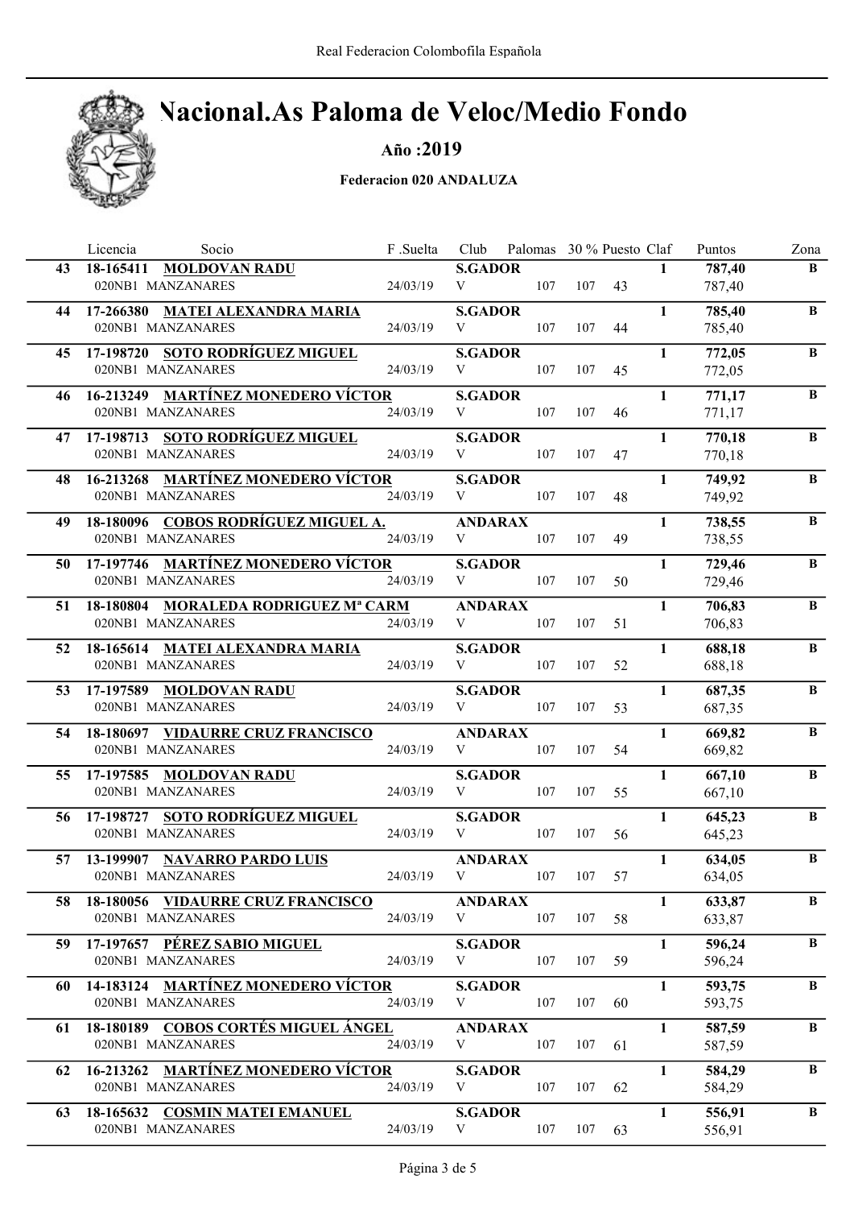# Nacional.As Paloma de Veloc/Medio Fondo

**Año :2019**

**Federacion 020 ANDALUZA**

| | Licencia | Socio | F .Suelta | Club | Palomas | 30 % | Puesto | Claf | Puntos | Zona |
|---|---|---|---|---|---|---|---|---|---|---|
| **43** | **18-165411** | **MOLDOVAN RADU** | | **S.GADOR** | | | | **1** | **787,40** | **B** |
| | 020NB1 MANZANARES | | 24/03/19 | V | 107 | 107 | 43 | | 787,40 | |
| **44** | **17-266380** | **MATEI ALEXANDRA MARIA** | | **S.GADOR** | | | | **1** | **785,40** | **B** |
| | 020NB1 MANZANARES | | 24/03/19 | V | 107 | 107 | 44 | | 785,40 | |
| **45** | **17-198720** | **SOTO RODRÍGUEZ MIGUEL** | | **S.GADOR** | | | | **1** | **772,05** | **B** |
| | 020NB1 MANZANARES | | 24/03/19 | V | 107 | 107 | 45 | | 772,05 | |
| **46** | **16-213249** | **MARTÍNEZ MONEDERO VÍCTOR** | | **S.GADOR** | | | | **1** | **771,17** | **B** |
| | 020NB1 MANZANARES | | 24/03/19 | V | 107 | 107 | 46 | | 771,17 | |
| **47** | **17-198713** | **SOTO RODRÍGUEZ MIGUEL** | | **S.GADOR** | | | | **1** | **770,18** | **B** |
| | 020NB1 MANZANARES | | 24/03/19 | V | 107 | 107 | 47 | | 770,18 | |
| **48** | **16-213268** | **MARTÍNEZ MONEDERO VÍCTOR** | | **S.GADOR** | | | | **1** | **749,92** | **B** |
| | 020NB1 MANZANARES | | 24/03/19 | V | 107 | 107 | 48 | | 749,92 | |
| **49** | **18-180096** | **COBOS RODRÍGUEZ MIGUEL A.** | | **ANDARAX** | | | | **1** | **738,55** | **B** |
| | 020NB1 MANZANARES | | 24/03/19 | V | 107 | 107 | 49 | | 738,55 | |
| **50** | **17-197746** | **MARTÍNEZ MONEDERO VÍCTOR** | | **S.GADOR** | | | | **1** | **729,46** | **B** |
| | 020NB1 MANZANARES | | 24/03/19 | V | 107 | 107 | 50 | | 729,46 | |
| **51** | **18-180804** | **MORALEDA RODRIGUEZ Mª CARM** | | **ANDARAX** | | | | **1** | **706,83** | **B** |
| | 020NB1 MANZANARES | | 24/03/19 | V | 107 | 107 | 51 | | 706,83 | |
| **52** | **18-165614** | **MATEI ALEXANDRA MARIA** | | **S.GADOR** | | | | **1** | **688,18** | **B** |
| | 020NB1 MANZANARES | | 24/03/19 | V | 107 | 107 | 52 | | 688,18 | |
| **53** | **17-197589** | **MOLDOVAN RADU** | | **S.GADOR** | | | | **1** | **687,35** | **B** |
| | 020NB1 MANZANARES | | 24/03/19 | V | 107 | 107 | 53 | | 687,35 | |
| **54** | **18-180697** | **VIDAURRE CRUZ FRANCISCO** | | **ANDARAX** | | | | **1** | **669,82** | **B** |
| | 020NB1 MANZANARES | | 24/03/19 | V | 107 | 107 | 54 | | 669,82 | |
| **55** | **17-197585** | **MOLDOVAN RADU** | | **S.GADOR** | | | | **1** | **667,10** | **B** |
| | 020NB1 MANZANARES | | 24/03/19 | V | 107 | 107 | 55 | | 667,10 | |
| **56** | **17-198727** | **SOTO RODRÍGUEZ MIGUEL** | | **S.GADOR** | | | | **1** | **645,23** | **B** |
| | 020NB1 MANZANARES | | 24/03/19 | V | 107 | 107 | 56 | | 645,23 | |
| **57** | **13-199907** | **NAVARRO PARDO LUIS** | | **ANDARAX** | | | | **1** | **634,05** | **B** |
| | 020NB1 MANZANARES | | 24/03/19 | V | 107 | 107 | 57 | | 634,05 | |
| **58** | **18-180056** | **VIDAURRE CRUZ FRANCISCO** | | **ANDARAX** | | | | **1** | **633,87** | **B** |
| | 020NB1 MANZANARES | | 24/03/19 | V | 107 | 107 | 58 | | 633,87 | |
| **59** | **17-197657** | **PÉREZ SABIO MIGUEL** | | **S.GADOR** | | | | **1** | **596,24** | **B** |
| | 020NB1 MANZANARES | | 24/03/19 | V | 107 | 107 | 59 | | 596,24 | |
| **60** | **14-183124** | **MARTÍNEZ MONEDERO VÍCTOR** | | **S.GADOR** | | | | **1** | **593,75** | **B** |
| | 020NB1 MANZANARES | | 24/03/19 | V | 107 | 107 | 60 | | 593,75 | |
| **61** | **18-180189** | **COBOS CORTÉS MIGUEL ÁNGEL** | | **ANDARAX** | | | | **1** | **587,59** | **B** |
| | 020NB1 MANZANARES | | 24/03/19 | V | 107 | 107 | 61 | | 587,59 | |
| **62** | **16-213262** | **MARTÍNEZ MONEDERO VÍCTOR** | | **S.GADOR** | | | | **1** | **584,29** | **B** |
| | 020NB1 MANZANARES | | 24/03/19 | V | 107 | 107 | 62 | | 584,29 | |
| **63** | **18-165632** | **COSMIN MATEI EMANUEL** | | **S.GADOR** | | | | **1** | **556,91** | **B** |
| | 020NB1 MANZANARES | | 24/03/19 | V | 107 | 107 | 63 | | 556,91 | |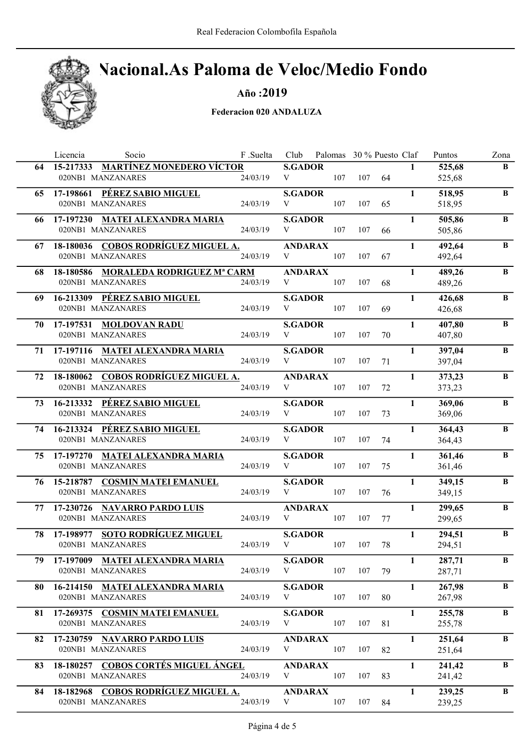# Nacional.As Paloma de Veloc/Medio Fondo

**Año :2019**

**Federacion 020 ANDALUZA**

| | Licencia | Socio | F .Suelta | Club | Palomas | 30 % | Puesto | Claf | Puntos | Zona |
|---|---|---|---|---|---|---|---|---|---|---|
| **64** | **15-217333** | **MARTÍNEZ MONEDERO VÍCTOR** | | **S.GADOR** | | | | **1** | **525,68** | **B** |
| | 020NB1 | MANZANARES | 24/03/19 | V | 107 | 107 | 64 | | 525,68 | |
| **65** | **17-198661** | **PÉREZ SABIO MIGUEL** | | **S.GADOR** | | | | **1** | **518,95** | **B** |
| | 020NB1 | MANZANARES | 24/03/19 | V | 107 | 107 | 65 | | 518,95 | |
| **66** | **17-197230** | **MATEI ALEXANDRA MARIA** | | **S.GADOR** | | | | **1** | **505,86** | **B** |
| | 020NB1 | MANZANARES | 24/03/19 | V | 107 | 107 | 66 | | 505,86 | |
| **67** | **18-180036** | **COBOS RODRÍGUEZ MIGUEL A.** | | **ANDARAX** | | | | **1** | **492,64** | **B** |
| | 020NB1 | MANZANARES | 24/03/19 | V | 107 | 107 | 67 | | 492,64 | |
| **68** | **18-180586** | **MORALEDA RODRIGUEZ Mª CARM** | | **ANDARAX** | | | | **1** | **489,26** | **B** |
| | 020NB1 | MANZANARES | 24/03/19 | V | 107 | 107 | 68 | | 489,26 | |
| **69** | **16-213309** | **PÉREZ SABIO MIGUEL** | | **S.GADOR** | | | | **1** | **426,68** | **B** |
| | 020NB1 | MANZANARES | 24/03/19 | V | 107 | 107 | 69 | | 426,68 | |
| **70** | **17-197531** | **MOLDOVAN RADU** | | **S.GADOR** | | | | **1** | **407,80** | **B** |
| | 020NB1 | MANZANARES | 24/03/19 | V | 107 | 107 | 70 | | 407,80 | |
| **71** | **17-197116** | **MATEI ALEXANDRA MARIA** | | **S.GADOR** | | | | **1** | **397,04** | **B** |
| | 020NB1 | MANZANARES | 24/03/19 | V | 107 | 107 | 71 | | 397,04 | |
| **72** | **18-180062** | **COBOS RODRÍGUEZ MIGUEL A.** | | **ANDARAX** | | | | **1** | **373,23** | **B** |
| | 020NB1 | MANZANARES | 24/03/19 | V | 107 | 107 | 72 | | 373,23 | |
| **73** | **16-213332** | **PÉREZ SABIO MIGUEL** | | **S.GADOR** | | | | **1** | **369,06** | **B** |
| | 020NB1 | MANZANARES | 24/03/19 | V | 107 | 107 | 73 | | 369,06 | |
| **74** | **16-213324** | **PÉREZ SABIO MIGUEL** | | **S.GADOR** | | | | **1** | **364,43** | **B** |
| | 020NB1 | MANZANARES | 24/03/19 | V | 107 | 107 | 74 | | 364,43 | |
| **75** | **17-197270** | **MATEI ALEXANDRA MARIA** | | **S.GADOR** | | | | **1** | **361,46** | **B** |
| | 020NB1 | MANZANARES | 24/03/19 | V | 107 | 107 | 75 | | 361,46 | |
| **76** | **15-218787** | **COSMIN MATEI EMANUEL** | | **S.GADOR** | | | | **1** | **349,15** | **B** |
| | 020NB1 | MANZANARES | 24/03/19 | V | 107 | 107 | 76 | | 349,15 | |
| **77** | **17-230726** | **NAVARRO PARDO LUIS** | | **ANDARAX** | | | | **1** | **299,65** | **B** |
| | 020NB1 | MANZANARES | 24/03/19 | V | 107 | 107 | 77 | | 299,65 | |
| **78** | **17-198977** | **SOTO RODRÍGUEZ MIGUEL** | | **S.GADOR** | | | | **1** | **294,51** | **B** |
| | 020NB1 | MANZANARES | 24/03/19 | V | 107 | 107 | 78 | | 294,51 | |
| **79** | **17-197009** | **MATEI ALEXANDRA MARIA** | | **S.GADOR** | | | | **1** | **287,71** | **B** |
| | 020NB1 | MANZANARES | 24/03/19 | V | 107 | 107 | 79 | | 287,71 | |
| **80** | **16-214150** | **MATEI ALEXANDRA MARIA** | | **S.GADOR** | | | | **1** | **267,98** | **B** |
| | 020NB1 | MANZANARES | 24/03/19 | V | 107 | 107 | 80 | | 267,98 | |
| **81** | **17-269375** | **COSMIN MATEI EMANUEL** | | **S.GADOR** | | | | **1** | **255,78** | **B** |
| | 020NB1 | MANZANARES | 24/03/19 | V | 107 | 107 | 81 | | 255,78 | |
| **82** | **17-230759** | **NAVARRO PARDO LUIS** | | **ANDARAX** | | | | **1** | **251,64** | **B** |
| | 020NB1 | MANZANARES | 24/03/19 | V | 107 | 107 | 82 | | 251,64 | |
| **83** | **18-180257** | **COBOS CORTÉS MIGUEL ÁNGEL** | | **ANDARAX** | | | | **1** | **241,42** | **B** |
| | 020NB1 | MANZANARES | 24/03/19 | V | 107 | 107 | 83 | | 241,42 | |
| **84** | **18-182968** | **COBOS RODRÍGUEZ MIGUEL A.** | | **ANDARAX** | | | | **1** | **239,25** | **B** |
| | 020NB1 | MANZANARES | 24/03/19 | V | 107 | 107 | 84 | | 239,25 | |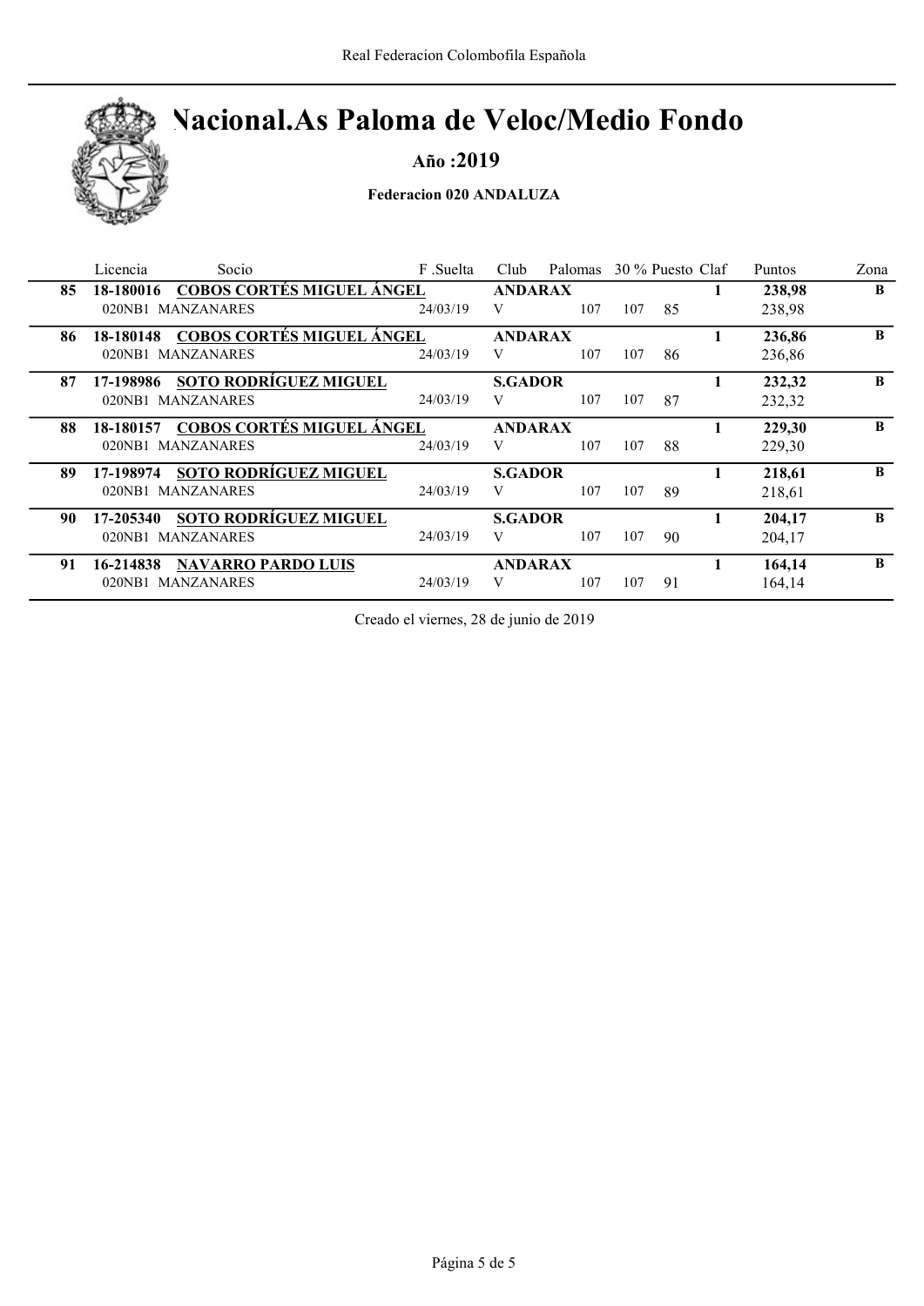# Nacional.As Paloma de Veloc/Medio Fondo

**Año :2019**

**Federacion 020 ANDALUZA**

| | Licencia | Socio | F .Suelta | Club | Palomas | 30 % | Puesto | Claf | Puntos | Zona |
|---|---|---|---|---|---|---|---|---|---|---|
| **85** | **18-180016** | **COBOS CORTÉS MIGUEL ÁNGEL** | | **ANDARAX** | | | | **1** | **238,98** | **B** |
| | 020NB1 | MANZANARES | 24/03/19 | V | 107 | 107 | 85 | | 238,98 | |
| **86** | **18-180148** | **COBOS CORTÉS MIGUEL ÁNGEL** | | **ANDARAX** | | | | **1** | **236,86** | **B** |
| | 020NB1 | MANZANARES | 24/03/19 | V | 107 | 107 | 86 | | 236,86 | |
| **87** | **17-198986** | **SOTO RODRÍGUEZ MIGUEL** | | **S.GADOR** | | | | **1** | **232,32** | **B** |
| | 020NB1 | MANZANARES | 24/03/19 | V | 107 | 107 | 87 | | 232,32 | |
| **88** | **18-180157** | **COBOS CORTÉS MIGUEL ÁNGEL** | | **ANDARAX** | | | | **1** | **229,30** | **B** |
| | 020NB1 | MANZANARES | 24/03/19 | V | 107 | 107 | 88 | | 229,30 | |
| **89** | **17-198974** | **SOTO RODRÍGUEZ MIGUEL** | | **S.GADOR** | | | | **1** | **218,61** | **B** |
| | 020NB1 | MANZANARES | 24/03/19 | V | 107 | 107 | 89 | | 218,61 | |
| **90** | **17-205340** | **SOTO RODRÍGUEZ MIGUEL** | | **S.GADOR** | | | | **1** | **204,17** | **B** |
| | 020NB1 | MANZANARES | 24/03/19 | V | 107 | 107 | 90 | | 204,17 | |
| **91** | **16-214838** | **NAVARRO PARDO LUIS** | | **ANDARAX** | | | | **1** | **164,14** | **B** |
| | 020NB1 | MANZANARES | 24/03/19 | V | 107 | 107 | 91 | | 164,14 | |

Creado el viernes, 28 de junio de 2019